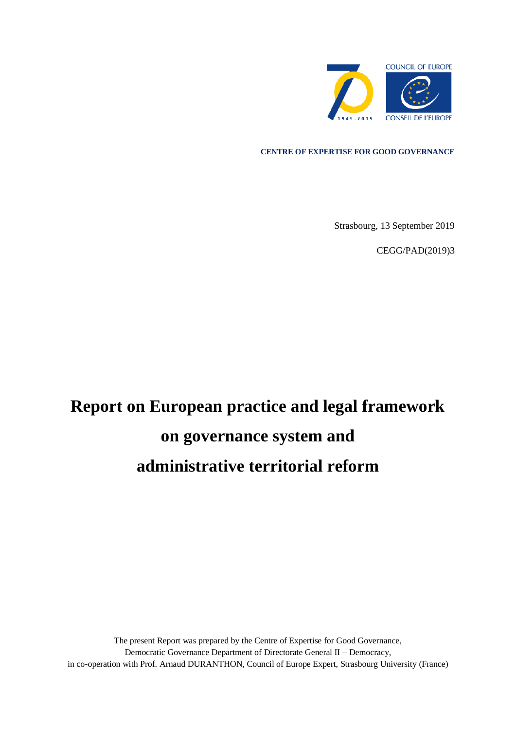COUNCIL OF EUROPE

CONSEIL DE L'EUROPE

**CENTRE OF EXPERTISE FOR GOOD GOVERNANCE**

Strasbourg, 13 September 2019

CEGG/PAD(2019)3

# Report on European practice and legal framework on governance system and administrative territorial reform

The present Report was prepared by the Centre of Expertise for Good Governance,
Democratic Governance Department of Directorate General II – Democracy,
in co-operation with Prof. Arnaud DURANTHON, Council of Europe Expert, Strasbourg University (France)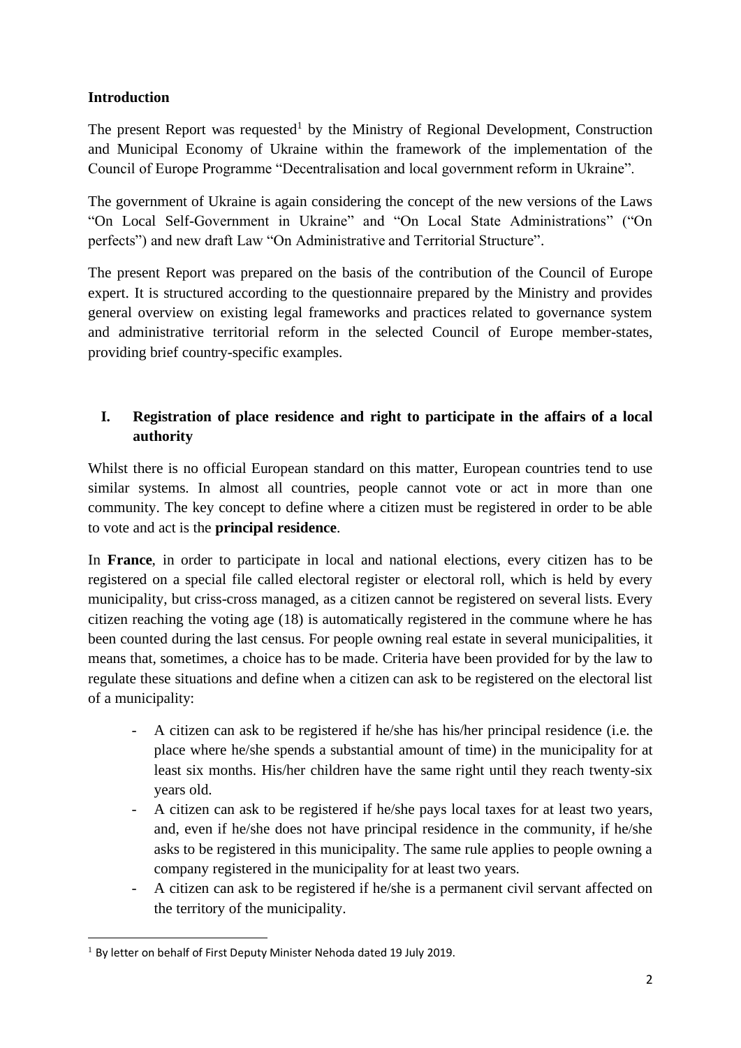**Introduction**

The present Report was requested[1] by the Ministry of Regional Development, Construction and Municipal Economy of Ukraine within the framework of the implementation of the Council of Europe Programme "Decentralisation and local government reform in Ukraine".

The government of Ukraine is again considering the concept of the new versions of the Laws "On Local Self-Government in Ukraine" and "On Local State Administrations" ("On perfects") and new draft Law "On Administrative and Territorial Structure".

The present Report was prepared on the basis of the contribution of the Council of Europe expert. It is structured according to the questionnaire prepared by the Ministry and provides general overview on existing legal frameworks and practices related to governance system and administrative territorial reform in the selected Council of Europe member-states, providing brief country-specific examples.

## I. Registration of place residence and right to participate in the affairs of a local authority

Whilst there is no official European standard on this matter, European countries tend to use similar systems. In almost all countries, people cannot vote or act in more than one community. The key concept to define where a citizen must be registered in order to be able to vote and act is the **principal residence**.

In **France**, in order to participate in local and national elections, every citizen has to be registered on a special file called electoral register or electoral roll, which is held by every municipality, but criss-cross managed, as a citizen cannot be registered on several lists. Every citizen reaching the voting age (18) is automatically registered in the commune where he has been counted during the last census. For people owning real estate in several municipalities, it means that, sometimes, a choice has to be made. Criteria have been provided for by the law to regulate these situations and define when a citizen can ask to be registered on the electoral list of a municipality:

- A citizen can ask to be registered if he/she has his/her principal residence (i.e. the place where he/she spends a substantial amount of time) in the municipality for at least six months. His/her children have the same right until they reach twenty-six years old.
- A citizen can ask to be registered if he/she pays local taxes for at least two years, and, even if he/she does not have principal residence in the community, if he/she asks to be registered in this municipality. The same rule applies to people owning a company registered in the municipality for at least two years.
- A citizen can ask to be registered if he/she is a permanent civil servant affected on the territory of the municipality.

[1] By letter on behalf of First Deputy Minister Nehoda dated 19 July 2019.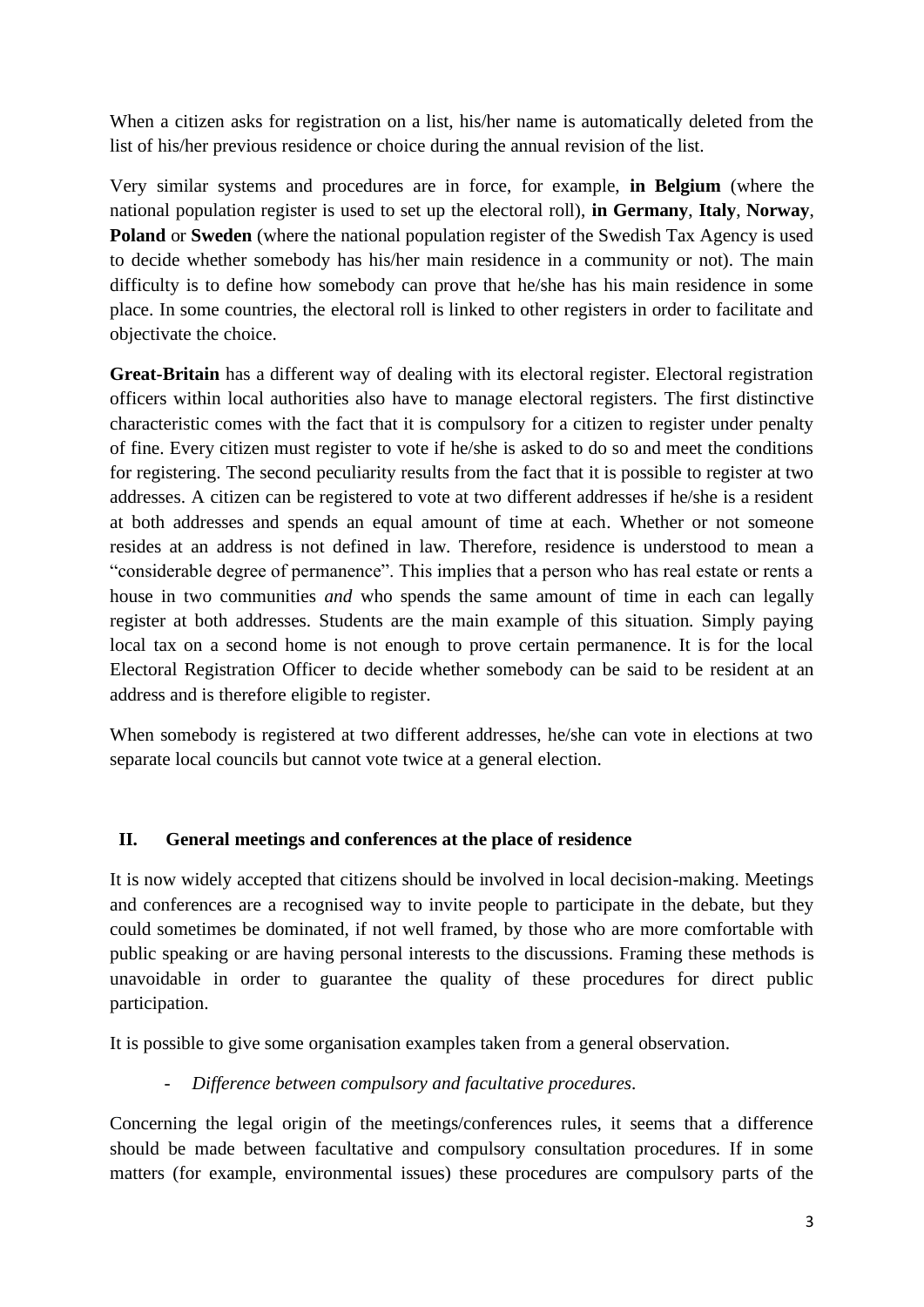When a citizen asks for registration on a list, his/her name is automatically deleted from the list of his/her previous residence or choice during the annual revision of the list.

Very similar systems and procedures are in force, for example, **in Belgium** (where the national population register is used to set up the electoral roll), **in Germany**, **Italy**, **Norway**, **Poland** or **Sweden** (where the national population register of the Swedish Tax Agency is used to decide whether somebody has his/her main residence in a community or not). The main difficulty is to define how somebody can prove that he/she has his main residence in some place. In some countries, the electoral roll is linked to other registers in order to facilitate and objectivate the choice.

**Great-Britain** has a different way of dealing with its electoral register. Electoral registration officers within local authorities also have to manage electoral registers. The first distinctive characteristic comes with the fact that it is compulsory for a citizen to register under penalty of fine. Every citizen must register to vote if he/she is asked to do so and meet the conditions for registering. The second peculiarity results from the fact that it is possible to register at two addresses. A citizen can be registered to vote at two different addresses if he/she is a resident at both addresses and spends an equal amount of time at each. Whether or not someone resides at an address is not defined in law. Therefore, residence is understood to mean a "considerable degree of permanence". This implies that a person who has real estate or rents a house in two communities *and* who spends the same amount of time in each can legally register at both addresses. Students are the main example of this situation. Simply paying local tax on a second home is not enough to prove certain permanence. It is for the local Electoral Registration Officer to decide whether somebody can be said to be resident at an address and is therefore eligible to register.

When somebody is registered at two different addresses, he/she can vote in elections at two separate local councils but cannot vote twice at a general election.

## II. General meetings and conferences at the place of residence

It is now widely accepted that citizens should be involved in local decision-making. Meetings and conferences are a recognised way to invite people to participate in the debate, but they could sometimes be dominated, if not well framed, by those who are more comfortable with public speaking or are having personal interests to the discussions. Framing these methods is unavoidable in order to guarantee the quality of these procedures for direct public participation.

It is possible to give some organisation examples taken from a general observation.

- *Difference between compulsory and facultative procedures.*

Concerning the legal origin of the meetings/conferences rules, it seems that a difference should be made between facultative and compulsory consultation procedures. If in some matters (for example, environmental issues) these procedures are compulsory parts of the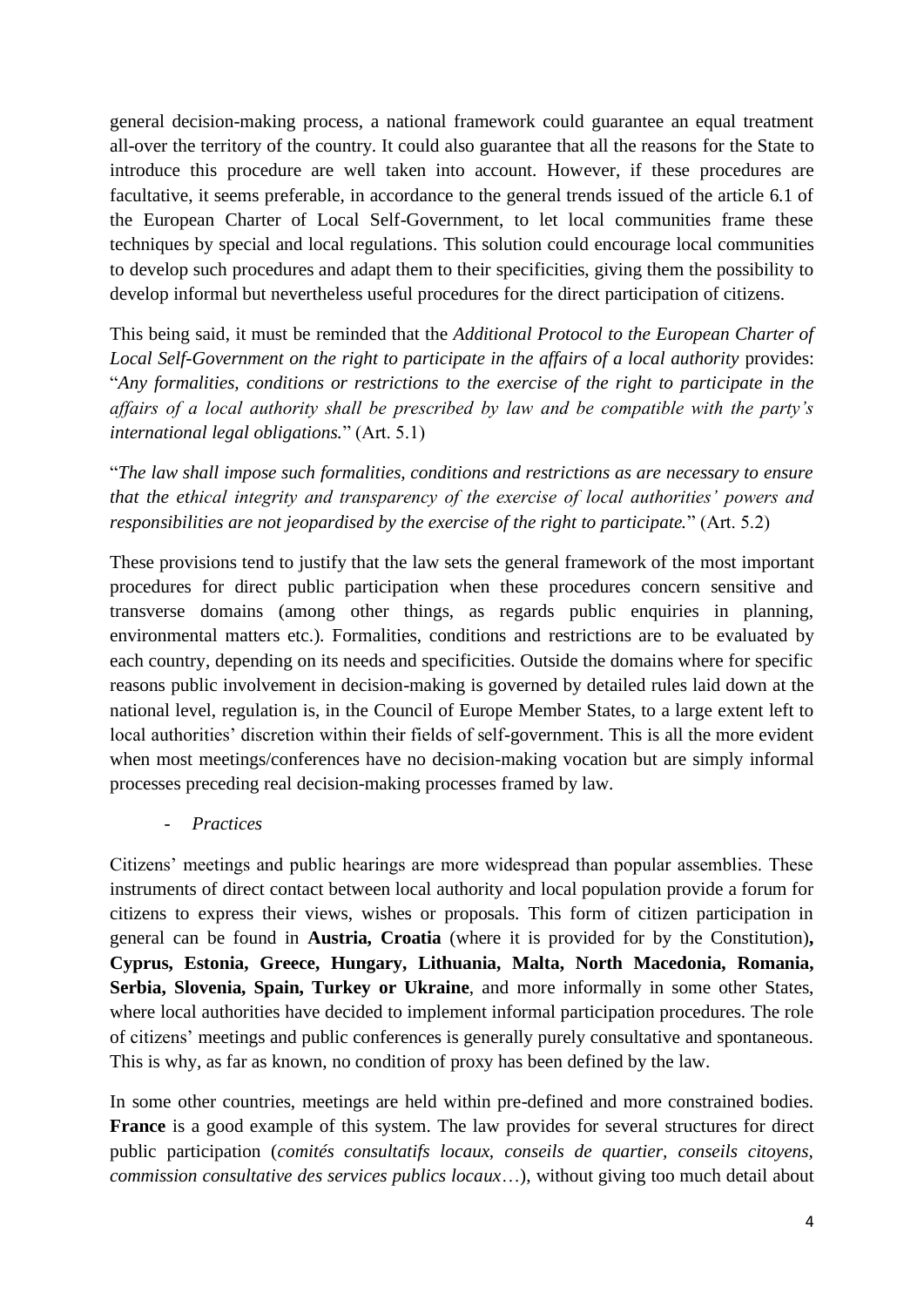general decision-making process, a national framework could guarantee an equal treatment all-over the territory of the country. It could also guarantee that all the reasons for the State to introduce this procedure are well taken into account. However, if these procedures are facultative, it seems preferable, in accordance to the general trends issued of the article 6.1 of the European Charter of Local Self-Government, to let local communities frame these techniques by special and local regulations. This solution could encourage local communities to develop such procedures and adapt them to their specificities, giving them the possibility to develop informal but nevertheless useful procedures for the direct participation of citizens.

This being said, it must be reminded that the *Additional Protocol to the European Charter of Local Self-Government on the right to participate in the affairs of a local authority* provides: "*Any formalities, conditions or restrictions to the exercise of the right to participate in the affairs of a local authority shall be prescribed by law and be compatible with the party's international legal obligations.*" (Art. 5.1)

"*The law shall impose such formalities, conditions and restrictions as are necessary to ensure that the ethical integrity and transparency of the exercise of local authorities' powers and responsibilities are not jeopardised by the exercise of the right to participate.*" (Art. 5.2)

These provisions tend to justify that the law sets the general framework of the most important procedures for direct public participation when these procedures concern sensitive and transverse domains (among other things, as regards public enquiries in planning, environmental matters etc.). Formalities, conditions and restrictions are to be evaluated by each country, depending on its needs and specificities. Outside the domains where for specific reasons public involvement in decision-making is governed by detailed rules laid down at the national level, regulation is, in the Council of Europe Member States, to a large extent left to local authorities' discretion within their fields of self-government. This is all the more evident when most meetings/conferences have no decision-making vocation but are simply informal processes preceding real decision-making processes framed by law.

- *Practices*

Citizens' meetings and public hearings are more widespread than popular assemblies. These instruments of direct contact between local authority and local population provide a forum for citizens to express their views, wishes or proposals. This form of citizen participation in general can be found in **Austria, Croatia** (where it is provided for by the Constitution)**, Cyprus, Estonia, Greece, Hungary, Lithuania, Malta, North Macedonia, Romania, Serbia, Slovenia, Spain, Turkey or Ukraine**, and more informally in some other States, where local authorities have decided to implement informal participation procedures. The role of citizens' meetings and public conferences is generally purely consultative and spontaneous. This is why, as far as known, no condition of proxy has been defined by the law.

In some other countries, meetings are held within pre-defined and more constrained bodies. **France** is a good example of this system. The law provides for several structures for direct public participation (*comités consultatifs locaux, conseils de quartier, conseils citoyens, commission consultative des services publics locaux*…), without giving too much detail about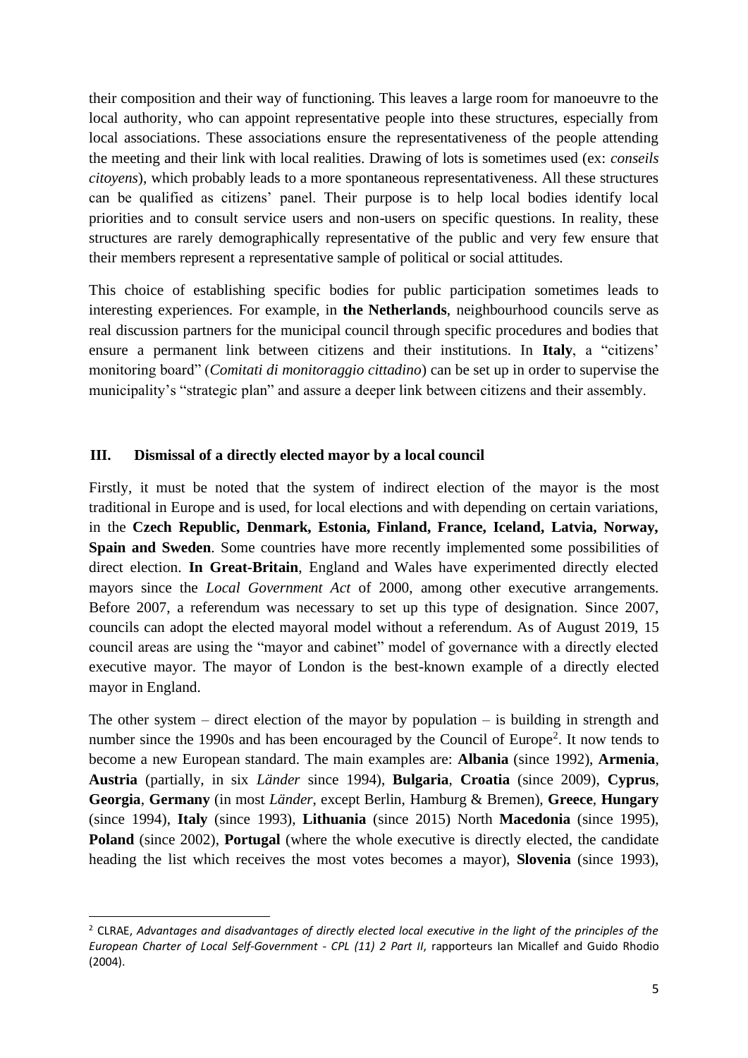their composition and their way of functioning. This leaves a large room for manoeuvre to the local authority, who can appoint representative people into these structures, especially from local associations. These associations ensure the representativeness of the people attending the meeting and their link with local realities. Drawing of lots is sometimes used (ex: *conseils citoyens*), which probably leads to a more spontaneous representativeness. All these structures can be qualified as citizens' panel. Their purpose is to help local bodies identify local priorities and to consult service users and non-users on specific questions. In reality, these structures are rarely demographically representative of the public and very few ensure that their members represent a representative sample of political or social attitudes.

This choice of establishing specific bodies for public participation sometimes leads to interesting experiences. For example, in **the Netherlands**, neighbourhood councils serve as real discussion partners for the municipal council through specific procedures and bodies that ensure a permanent link between citizens and their institutions. In **Italy**, a "citizens' monitoring board" (*Comitati di monitoraggio cittadino*) can be set up in order to supervise the municipality's "strategic plan" and assure a deeper link between citizens and their assembly.

## III. Dismissal of a directly elected mayor by a local council

Firstly, it must be noted that the system of indirect election of the mayor is the most traditional in Europe and is used, for local elections and with depending on certain variations, in the **Czech Republic, Denmark, Estonia, Finland, France, Iceland, Latvia, Norway, Spain and Sweden**. Some countries have more recently implemented some possibilities of direct election. **In Great-Britain**, England and Wales have experimented directly elected mayors since the *Local Government Act* of 2000, among other executive arrangements. Before 2007, a referendum was necessary to set up this type of designation. Since 2007, councils can adopt the elected mayoral model without a referendum. As of August 2019, 15 council areas are using the "mayor and cabinet" model of governance with a directly elected executive mayor. The mayor of London is the best-known example of a directly elected mayor in England.

The other system – direct election of the mayor by population – is building in strength and number since the 1990s and has been encouraged by the Council of Europe[2]. It now tends to become a new European standard. The main examples are: **Albania** (since 1992), **Armenia**, **Austria** (partially, in six *Länder* since 1994), **Bulgaria**, **Croatia** (since 2009), **Cyprus**, **Georgia**, **Germany** (in most *Länder*, except Berlin, Hamburg & Bremen), **Greece**, **Hungary** (since 1994), **Italy** (since 1993), **Lithuania** (since 2015) North **Macedonia** (since 1995), **Poland** (since 2002), **Portugal** (where the whole executive is directly elected, the candidate heading the list which receives the most votes becomes a mayor), **Slovenia** (since 1993),

---

[2] CLRAE, *Advantages and disadvantages of directly elected local executive in the light of the principles of the European Charter of Local Self-Government - CPL (11) 2 Part II*, rapporteurs Ian Micallef and Guido Rhodio (2004).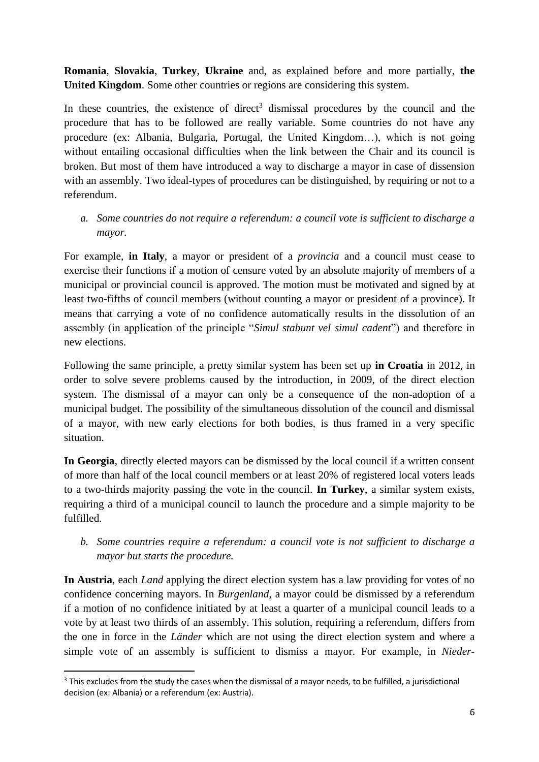**Romania**, **Slovakia**, **Turkey**, **Ukraine** and, as explained before and more partially, **the United Kingdom**. Some other countries or regions are considering this system.

In these countries, the existence of direct[3] dismissal procedures by the council and the procedure that has to be followed are really variable. Some countries do not have any procedure (ex: Albania, Bulgaria, Portugal, the United Kingdom…), which is not going without entailing occasional difficulties when the link between the Chair and its council is broken. But most of them have introduced a way to discharge a mayor in case of dissension with an assembly. Two ideal-types of procedures can be distinguished, by requiring or not to a referendum.

*a. Some countries do not require a referendum: a council vote is sufficient to discharge a mayor.*

For example, **in Italy**, a mayor or president of a *provincia* and a council must cease to exercise their functions if a motion of censure voted by an absolute majority of members of a municipal or provincial council is approved. The motion must be motivated and signed by at least two-fifths of council members (without counting a mayor or president of a province). It means that carrying a vote of no confidence automatically results in the dissolution of an assembly (in application of the principle "*Simul stabunt vel simul cadent*") and therefore in new elections.

Following the same principle, a pretty similar system has been set up **in Croatia** in 2012, in order to solve severe problems caused by the introduction, in 2009, of the direct election system. The dismissal of a mayor can only be a consequence of the non-adoption of a municipal budget. The possibility of the simultaneous dissolution of the council and dismissal of a mayor, with new early elections for both bodies, is thus framed in a very specific situation.

**In Georgia**, directly elected mayors can be dismissed by the local council if a written consent of more than half of the local council members or at least 20% of registered local voters leads to a two-thirds majority passing the vote in the council. **In Turkey**, a similar system exists, requiring a third of a municipal council to launch the procedure and a simple majority to be fulfilled.

*b. Some countries require a referendum: a council vote is not sufficient to discharge a mayor but starts the procedure.*

**In Austria**, each *Land* applying the direct election system has a law providing for votes of no confidence concerning mayors. In *Burgenland*, a mayor could be dismissed by a referendum if a motion of no confidence initiated by at least a quarter of a municipal council leads to a vote by at least two thirds of an assembly. This solution, requiring a referendum, differs from the one in force in the *Länder* which are not using the direct election system and where a simple vote of an assembly is sufficient to dismiss a mayor. For example, in *Nieder-*

[3] This excludes from the study the cases when the dismissal of a mayor needs, to be fulfilled, a jurisdictional decision (ex: Albania) or a referendum (ex: Austria).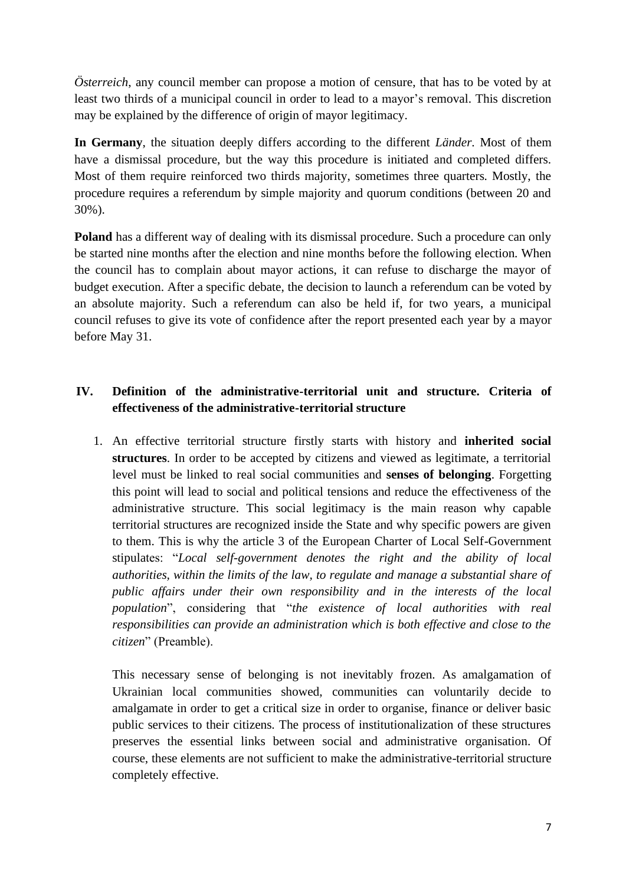*Österreich*, any council member can propose a motion of censure, that has to be voted by at least two thirds of a municipal council in order to lead to a mayor's removal. This discretion may be explained by the difference of origin of mayor legitimacy.

**In Germany**, the situation deeply differs according to the different *Länder*. Most of them have a dismissal procedure, but the way this procedure is initiated and completed differs. Most of them require reinforced two thirds majority, sometimes three quarters. Mostly, the procedure requires a referendum by simple majority and quorum conditions (between 20 and 30%).

**Poland** has a different way of dealing with its dismissal procedure. Such a procedure can only be started nine months after the election and nine months before the following election. When the council has to complain about mayor actions, it can refuse to discharge the mayor of budget execution. After a specific debate, the decision to launch a referendum can be voted by an absolute majority. Such a referendum can also be held if, for two years, a municipal council refuses to give its vote of confidence after the report presented each year by a mayor before May 31.

## IV. Definition of the administrative-territorial unit and structure. Criteria of effectiveness of the administrative-territorial structure

1. An effective territorial structure firstly starts with history and **inherited social structures**. In order to be accepted by citizens and viewed as legitimate, a territorial level must be linked to real social communities and **senses of belonging**. Forgetting this point will lead to social and political tensions and reduce the effectiveness of the administrative structure. This social legitimacy is the main reason why capable territorial structures are recognized inside the State and why specific powers are given to them. This is why the article 3 of the European Charter of Local Self-Government stipulates: "*Local self-government denotes the right and the ability of local authorities, within the limits of the law, to regulate and manage a substantial share of public affairs under their own responsibility and in the interests of the local population*", considering that "*the existence of local authorities with real responsibilities can provide an administration which is both effective and close to the citizen*" (Preamble).

   This necessary sense of belonging is not inevitably frozen. As amalgamation of Ukrainian local communities showed, communities can voluntarily decide to amalgamate in order to get a critical size in order to organise, finance or deliver basic public services to their citizens. The process of institutionalization of these structures preserves the essential links between social and administrative organisation. Of course, these elements are not sufficient to make the administrative-territorial structure completely effective.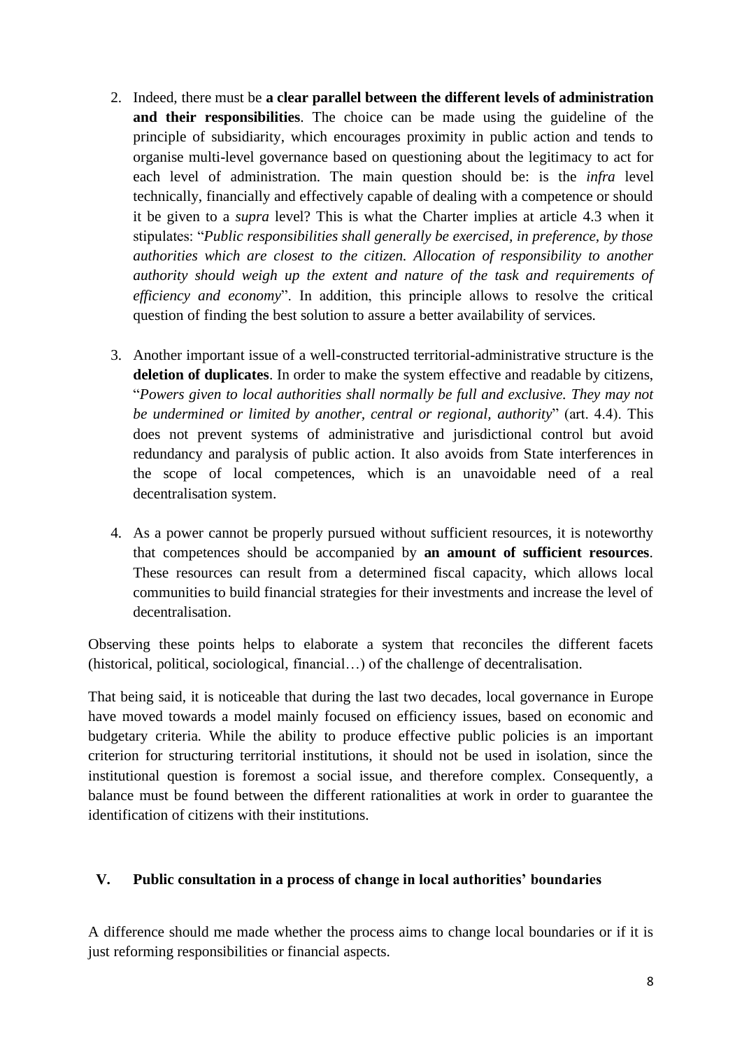2. Indeed, there must be **a clear parallel between the different levels of administration and their responsibilities**. The choice can be made using the guideline of the principle of subsidiarity, which encourages proximity in public action and tends to organise multi-level governance based on questioning about the legitimacy to act for each level of administration. The main question should be: is the *infra* level technically, financially and effectively capable of dealing with a competence or should it be given to a *supra* level? This is what the Charter implies at article 4.3 when it stipulates: "*Public responsibilities shall generally be exercised, in preference, by those authorities which are closest to the citizen. Allocation of responsibility to another authority should weigh up the extent and nature of the task and requirements of efficiency and economy*". In addition, this principle allows to resolve the critical question of finding the best solution to assure a better availability of services.

3. Another important issue of a well-constructed territorial-administrative structure is the **deletion of duplicates**. In order to make the system effective and readable by citizens, "*Powers given to local authorities shall normally be full and exclusive. They may not be undermined or limited by another, central or regional, authority*" (art. 4.4). This does not prevent systems of administrative and jurisdictional control but avoid redundancy and paralysis of public action. It also avoids from State interferences in the scope of local competences, which is an unavoidable need of a real decentralisation system.

4. As a power cannot be properly pursued without sufficient resources, it is noteworthy that competences should be accompanied by **an amount of sufficient resources**. These resources can result from a determined fiscal capacity, which allows local communities to build financial strategies for their investments and increase the level of decentralisation.

Observing these points helps to elaborate a system that reconciles the different facets (historical, political, sociological, financial…) of the challenge of decentralisation.

That being said, it is noticeable that during the last two decades, local governance in Europe have moved towards a model mainly focused on efficiency issues, based on economic and budgetary criteria. While the ability to produce effective public policies is an important criterion for structuring territorial institutions, it should not be used in isolation, since the institutional question is foremost a social issue, and therefore complex. Consequently, a balance must be found between the different rationalities at work in order to guarantee the identification of citizens with their institutions.

## V. Public consultation in a process of change in local authorities' boundaries

A difference should me made whether the process aims to change local boundaries or if it is just reforming responsibilities or financial aspects.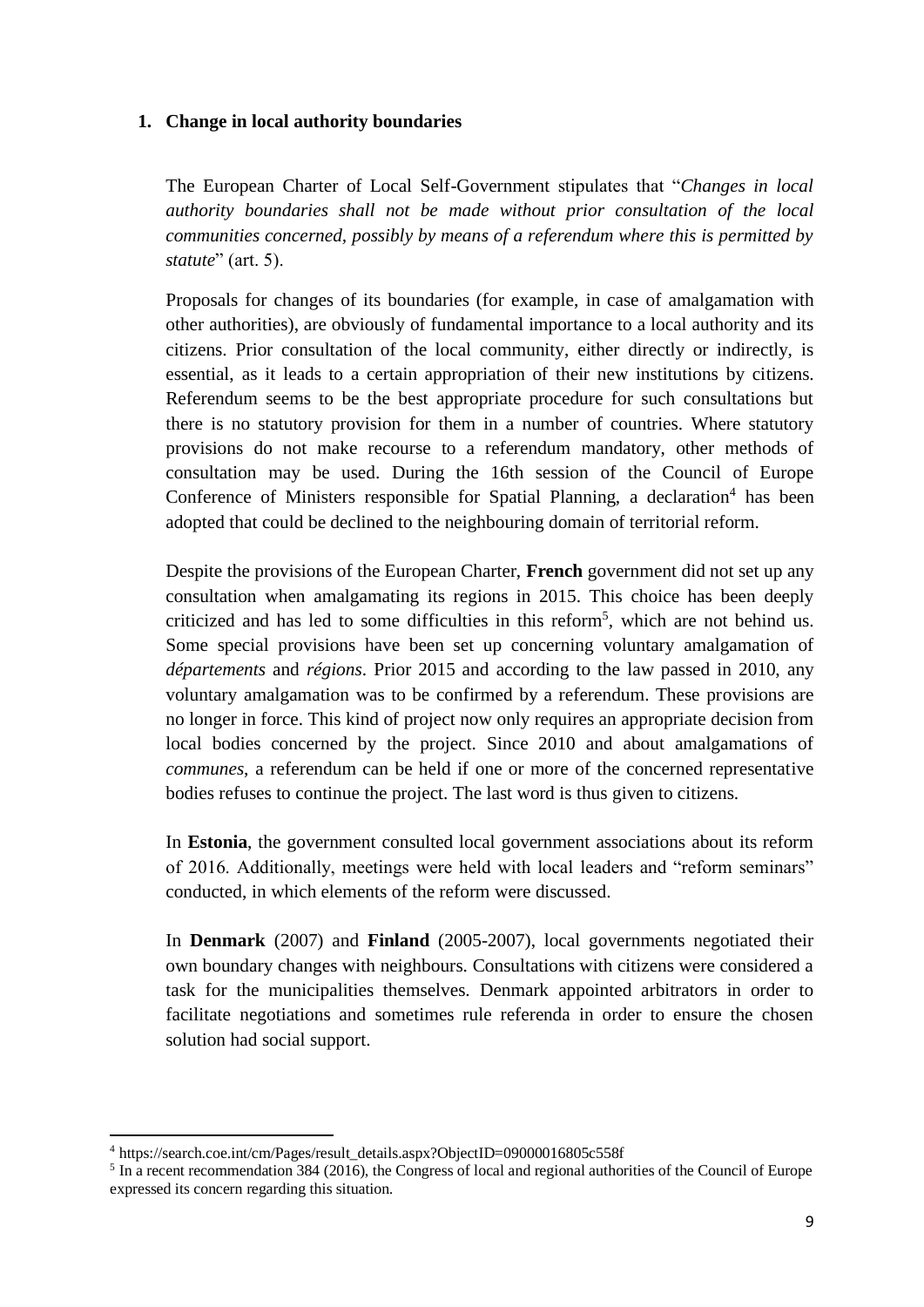## 1. Change in local authority boundaries

The European Charter of Local Self-Government stipulates that "*Changes in local authority boundaries shall not be made without prior consultation of the local communities concerned, possibly by means of a referendum where this is permitted by statute*" (art. 5).

Proposals for changes of its boundaries (for example, in case of amalgamation with other authorities), are obviously of fundamental importance to a local authority and its citizens. Prior consultation of the local community, either directly or indirectly, is essential, as it leads to a certain appropriation of their new institutions by citizens. Referendum seems to be the best appropriate procedure for such consultations but there is no statutory provision for them in a number of countries. Where statutory provisions do not make recourse to a referendum mandatory, other methods of consultation may be used. During the 16th session of the Council of Europe Conference of Ministers responsible for Spatial Planning, a declaration[4] has been adopted that could be declined to the neighbouring domain of territorial reform.

Despite the provisions of the European Charter, **French** government did not set up any consultation when amalgamating its regions in 2015. This choice has been deeply criticized and has led to some difficulties in this reform[5], which are not behind us. Some special provisions have been set up concerning voluntary amalgamation of *départements* and *régions*. Prior 2015 and according to the law passed in 2010, any voluntary amalgamation was to be confirmed by a referendum. These provisions are no longer in force. This kind of project now only requires an appropriate decision from local bodies concerned by the project. Since 2010 and about amalgamations of *communes*, a referendum can be held if one or more of the concerned representative bodies refuses to continue the project. The last word is thus given to citizens.

In **Estonia**, the government consulted local government associations about its reform of 2016. Additionally, meetings were held with local leaders and "reform seminars" conducted, in which elements of the reform were discussed.

In **Denmark** (2007) and **Finland** (2005-2007), local governments negotiated their own boundary changes with neighbours. Consultations with citizens were considered a task for the municipalities themselves. Denmark appointed arbitrators in order to facilitate negotiations and sometimes rule referenda in order to ensure the chosen solution had social support.

---

[4] https://search.coe.int/cm/Pages/result_details.aspx?ObjectID=09000016805c558f

[5] In a recent recommendation 384 (2016), the Congress of local and regional authorities of the Council of Europe expressed its concern regarding this situation.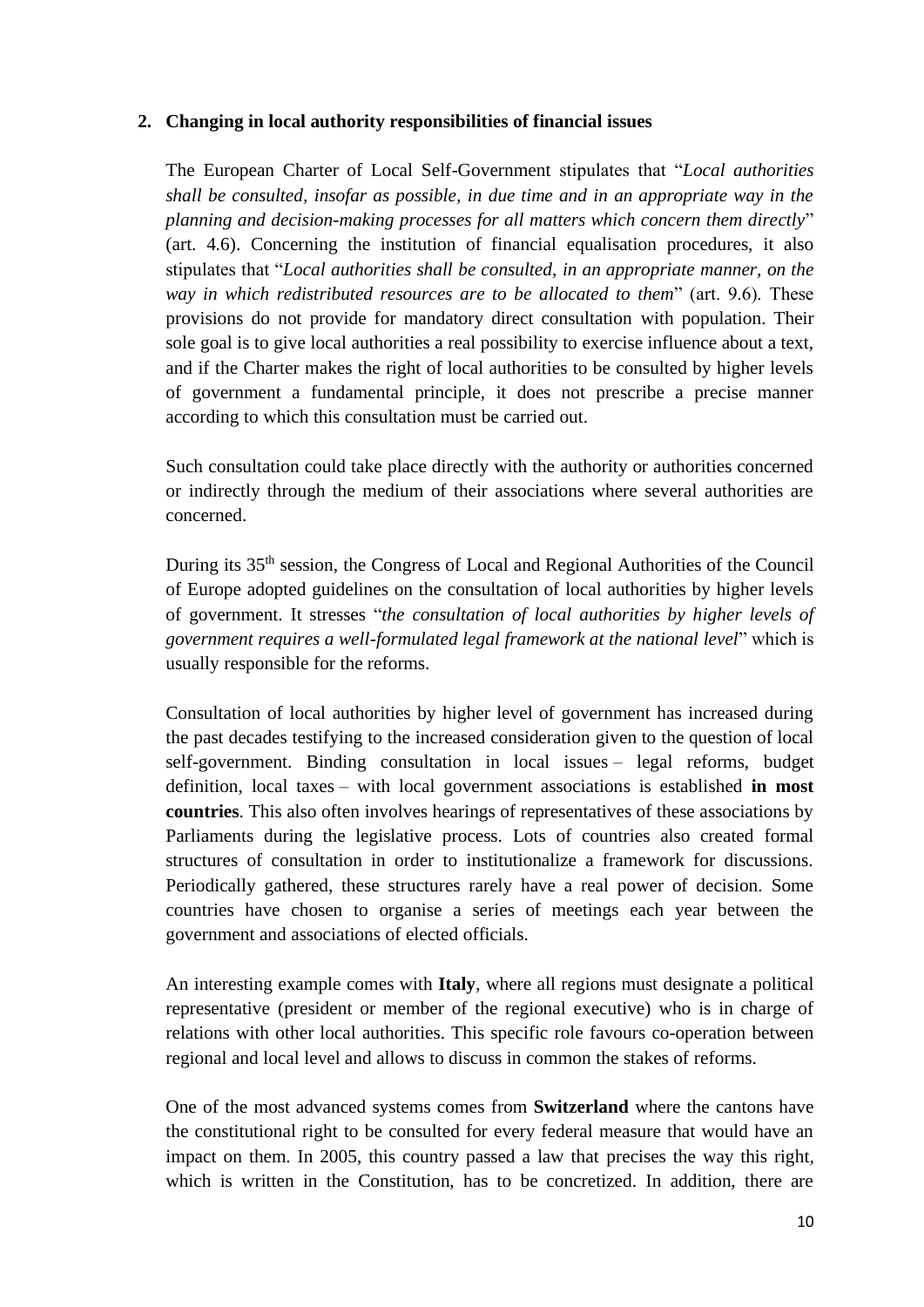## 2. Changing in local authority responsibilities of financial issues

The European Charter of Local Self-Government stipulates that "*Local authorities shall be consulted, insofar as possible, in due time and in an appropriate way in the planning and decision-making processes for all matters which concern them directly*" (art. 4.6). Concerning the institution of financial equalisation procedures, it also stipulates that "*Local authorities shall be consulted, in an appropriate manner, on the way in which redistributed resources are to be allocated to them*" (art. 9.6). These provisions do not provide for mandatory direct consultation with population. Their sole goal is to give local authorities a real possibility to exercise influence about a text, and if the Charter makes the right of local authorities to be consulted by higher levels of government a fundamental principle, it does not prescribe a precise manner according to which this consultation must be carried out.

Such consultation could take place directly with the authority or authorities concerned or indirectly through the medium of their associations where several authorities are concerned.

During its 35th session, the Congress of Local and Regional Authorities of the Council of Europe adopted guidelines on the consultation of local authorities by higher levels of government. It stresses "*the consultation of local authorities by higher levels of government requires a well-formulated legal framework at the national level*" which is usually responsible for the reforms.

Consultation of local authorities by higher level of government has increased during the past decades testifying to the increased consideration given to the question of local self-government. Binding consultation in local issues – legal reforms, budget definition, local taxes – with local government associations is established **in most countries**. This also often involves hearings of representatives of these associations by Parliaments during the legislative process. Lots of countries also created formal structures of consultation in order to institutionalize a framework for discussions. Periodically gathered, these structures rarely have a real power of decision. Some countries have chosen to organise a series of meetings each year between the government and associations of elected officials.

An interesting example comes with **Italy**, where all regions must designate a political representative (president or member of the regional executive) who is in charge of relations with other local authorities. This specific role favours co-operation between regional and local level and allows to discuss in common the stakes of reforms.

One of the most advanced systems comes from **Switzerland** where the cantons have the constitutional right to be consulted for every federal measure that would have an impact on them. In 2005, this country passed a law that precises the way this right, which is written in the Constitution, has to be concretized. In addition, there are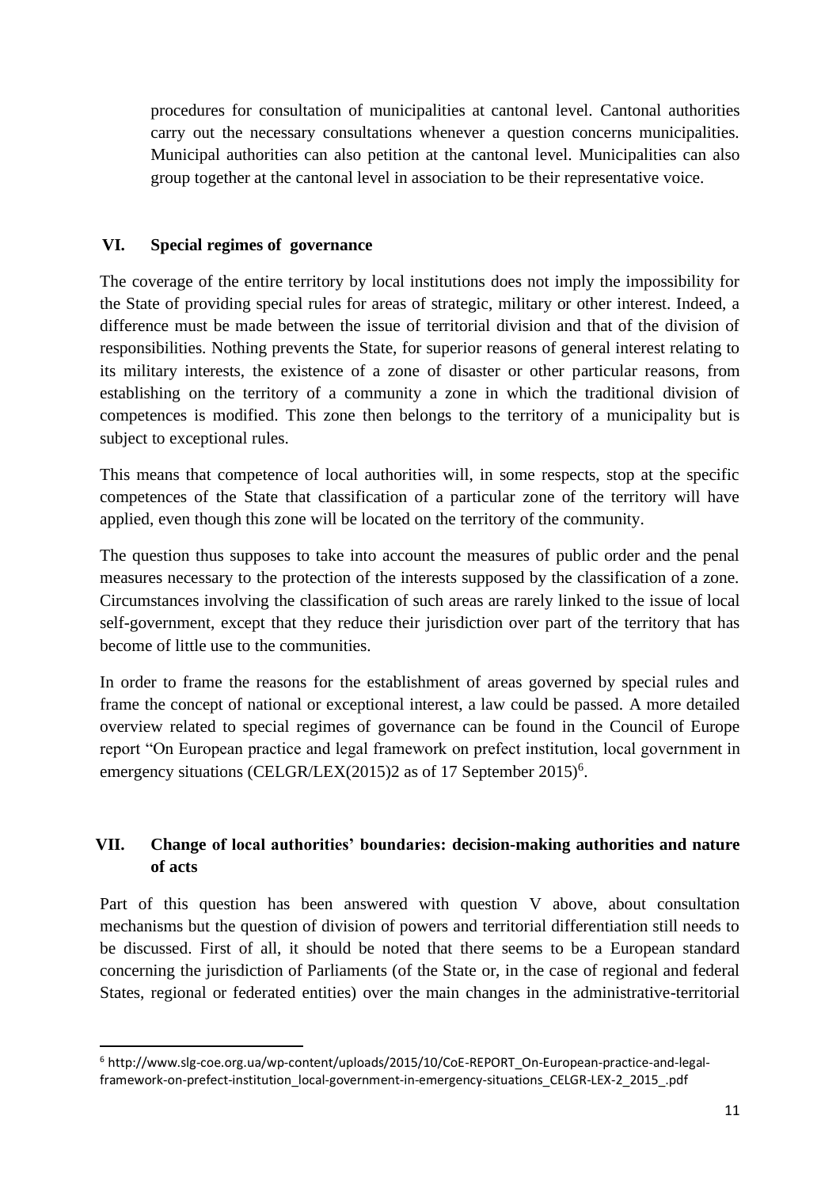procedures for consultation of municipalities at cantonal level. Cantonal authorities carry out the necessary consultations whenever a question concerns municipalities. Municipal authorities can also petition at the cantonal level. Municipalities can also group together at the cantonal level in association to be their representative voice.

## VI. Special regimes of governance

The coverage of the entire territory by local institutions does not imply the impossibility for the State of providing special rules for areas of strategic, military or other interest. Indeed, a difference must be made between the issue of territorial division and that of the division of responsibilities. Nothing prevents the State, for superior reasons of general interest relating to its military interests, the existence of a zone of disaster or other particular reasons, from establishing on the territory of a community a zone in which the traditional division of competences is modified. This zone then belongs to the territory of a municipality but is subject to exceptional rules.

This means that competence of local authorities will, in some respects, stop at the specific competences of the State that classification of a particular zone of the territory will have applied, even though this zone will be located on the territory of the community.

The question thus supposes to take into account the measures of public order and the penal measures necessary to the protection of the interests supposed by the classification of a zone. Circumstances involving the classification of such areas are rarely linked to the issue of local self-government, except that they reduce their jurisdiction over part of the territory that has become of little use to the communities.

In order to frame the reasons for the establishment of areas governed by special rules and frame the concept of national or exceptional interest, a law could be passed. A more detailed overview related to special regimes of governance can be found in the Council of Europe report "On European practice and legal framework on prefect institution, local government in emergency situations (CELGR/LEX(2015)2 as of 17 September 2015)[6].

## VII. Change of local authorities' boundaries: decision-making authorities and nature of acts

Part of this question has been answered with question V above, about consultation mechanisms but the question of division of powers and territorial differentiation still needs to be discussed. First of all, it should be noted that there seems to be a European standard concerning the jurisdiction of Parliaments (of the State or, in the case of regional and federal States, regional or federated entities) over the main changes in the administrative-territorial

---

[6] http://www.slg-coe.org.ua/wp-content/uploads/2015/10/CoE-REPORT_On-European-practice-and-legal-framework-on-prefect-institution_local-government-in-emergency-situations_CELGR-LEX-2_2015_.pdf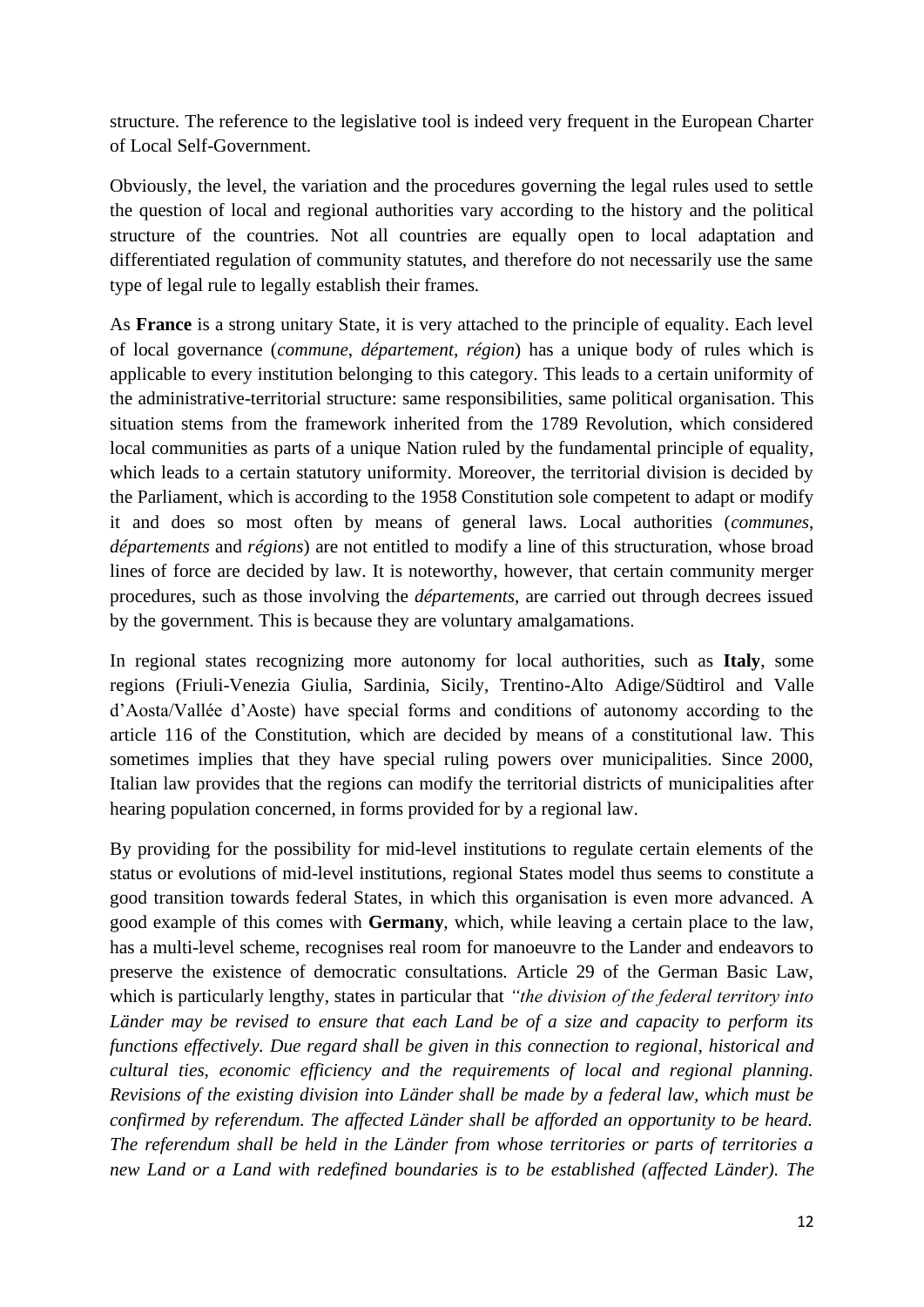structure. The reference to the legislative tool is indeed very frequent in the European Charter of Local Self-Government.

Obviously, the level, the variation and the procedures governing the legal rules used to settle the question of local and regional authorities vary according to the history and the political structure of the countries. Not all countries are equally open to local adaptation and differentiated regulation of community statutes, and therefore do not necessarily use the same type of legal rule to legally establish their frames.

As **France** is a strong unitary State, it is very attached to the principle of equality. Each level of local governance (*commune*, *département*, *région*) has a unique body of rules which is applicable to every institution belonging to this category. This leads to a certain uniformity of the administrative-territorial structure: same responsibilities, same political organisation. This situation stems from the framework inherited from the 1789 Revolution, which considered local communities as parts of a unique Nation ruled by the fundamental principle of equality, which leads to a certain statutory uniformity. Moreover, the territorial division is decided by the Parliament, which is according to the 1958 Constitution sole competent to adapt or modify it and does so most often by means of general laws. Local authorities (*communes*, *départements* and *régions*) are not entitled to modify a line of this structuration, whose broad lines of force are decided by law. It is noteworthy, however, that certain community merger procedures, such as those involving the *départements*, are carried out through decrees issued by the government. This is because they are voluntary amalgamations.

In regional states recognizing more autonomy for local authorities, such as **Italy**, some regions (Friuli-Venezia Giulia, Sardinia, Sicily, Trentino-Alto Adige/Südtirol and Valle d'Aosta/Vallée d'Aoste) have special forms and conditions of autonomy according to the article 116 of the Constitution, which are decided by means of a constitutional law. This sometimes implies that they have special ruling powers over municipalities. Since 2000, Italian law provides that the regions can modify the territorial districts of municipalities after hearing population concerned, in forms provided for by a regional law.

By providing for the possibility for mid-level institutions to regulate certain elements of the status or evolutions of mid-level institutions, regional States model thus seems to constitute a good transition towards federal States, in which this organisation is even more advanced. A good example of this comes with **Germany**, which, while leaving a certain place to the law, has a multi-level scheme, recognises real room for manoeuvre to the Lander and endeavors to preserve the existence of democratic consultations. Article 29 of the German Basic Law, which is particularly lengthy, states in particular that *"the division of the federal territory into Länder may be revised to ensure that each Land be of a size and capacity to perform its functions effectively. Due regard shall be given in this connection to regional, historical and cultural ties, economic efficiency and the requirements of local and regional planning. Revisions of the existing division into Länder shall be made by a federal law, which must be confirmed by referendum. The affected Länder shall be afforded an opportunity to be heard. The referendum shall be held in the Länder from whose territories or parts of territories a new Land or a Land with redefined boundaries is to be established (affected Länder). The*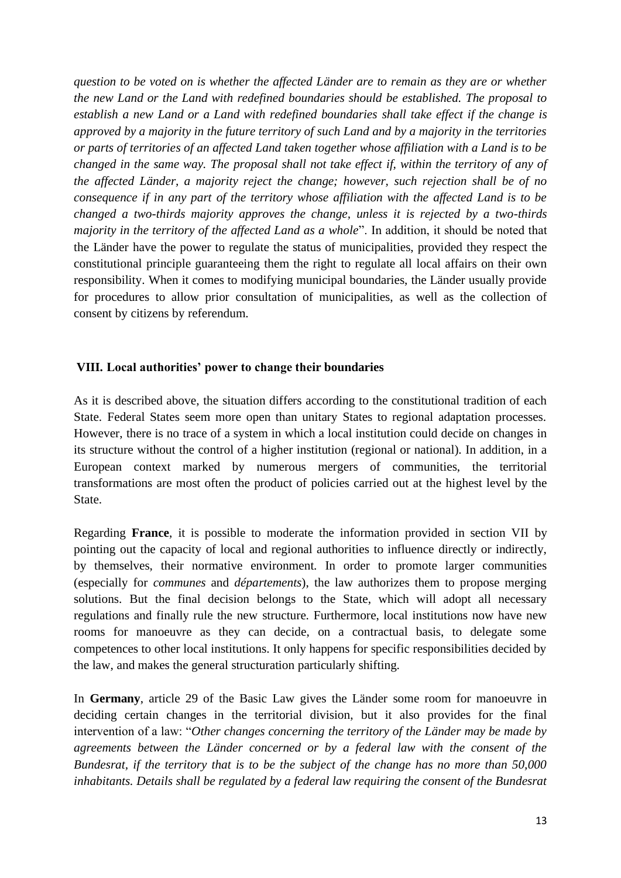*question to be voted on is whether the affected Länder are to remain as they are or whether the new Land or the Land with redefined boundaries should be established. The proposal to establish a new Land or a Land with redefined boundaries shall take effect if the change is approved by a majority in the future territory of such Land and by a majority in the territories or parts of territories of an affected Land taken together whose affiliation with a Land is to be changed in the same way. The proposal shall not take effect if, within the territory of any of the affected Länder, a majority reject the change; however, such rejection shall be of no consequence if in any part of the territory whose affiliation with the affected Land is to be changed a two-thirds majority approves the change, unless it is rejected by a two-thirds majority in the territory of the affected Land as a whole*". In addition, it should be noted that the Länder have the power to regulate the status of municipalities, provided they respect the constitutional principle guaranteeing them the right to regulate all local affairs on their own responsibility. When it comes to modifying municipal boundaries, the Länder usually provide for procedures to allow prior consultation of municipalities, as well as the collection of consent by citizens by referendum.

## VIII. Local authorities' power to change their boundaries

As it is described above, the situation differs according to the constitutional tradition of each State. Federal States seem more open than unitary States to regional adaptation processes. However, there is no trace of a system in which a local institution could decide on changes in its structure without the control of a higher institution (regional or national). In addition, in a European context marked by numerous mergers of communities, the territorial transformations are most often the product of policies carried out at the highest level by the State.

Regarding **France**, it is possible to moderate the information provided in section VII by pointing out the capacity of local and regional authorities to influence directly or indirectly, by themselves, their normative environment. In order to promote larger communities (especially for *communes* and *départements*), the law authorizes them to propose merging solutions. But the final decision belongs to the State, which will adopt all necessary regulations and finally rule the new structure. Furthermore, local institutions now have new rooms for manoeuvre as they can decide, on a contractual basis, to delegate some competences to other local institutions. It only happens for specific responsibilities decided by the law, and makes the general structuration particularly shifting.

In **Germany**, article 29 of the Basic Law gives the Länder some room for manoeuvre in deciding certain changes in the territorial division, but it also provides for the final intervention of a law: "*Other changes concerning the territory of the Länder may be made by agreements between the Länder concerned or by a federal law with the consent of the Bundesrat, if the territory that is to be the subject of the change has no more than 50,000 inhabitants. Details shall be regulated by a federal law requiring the consent of the Bundesrat*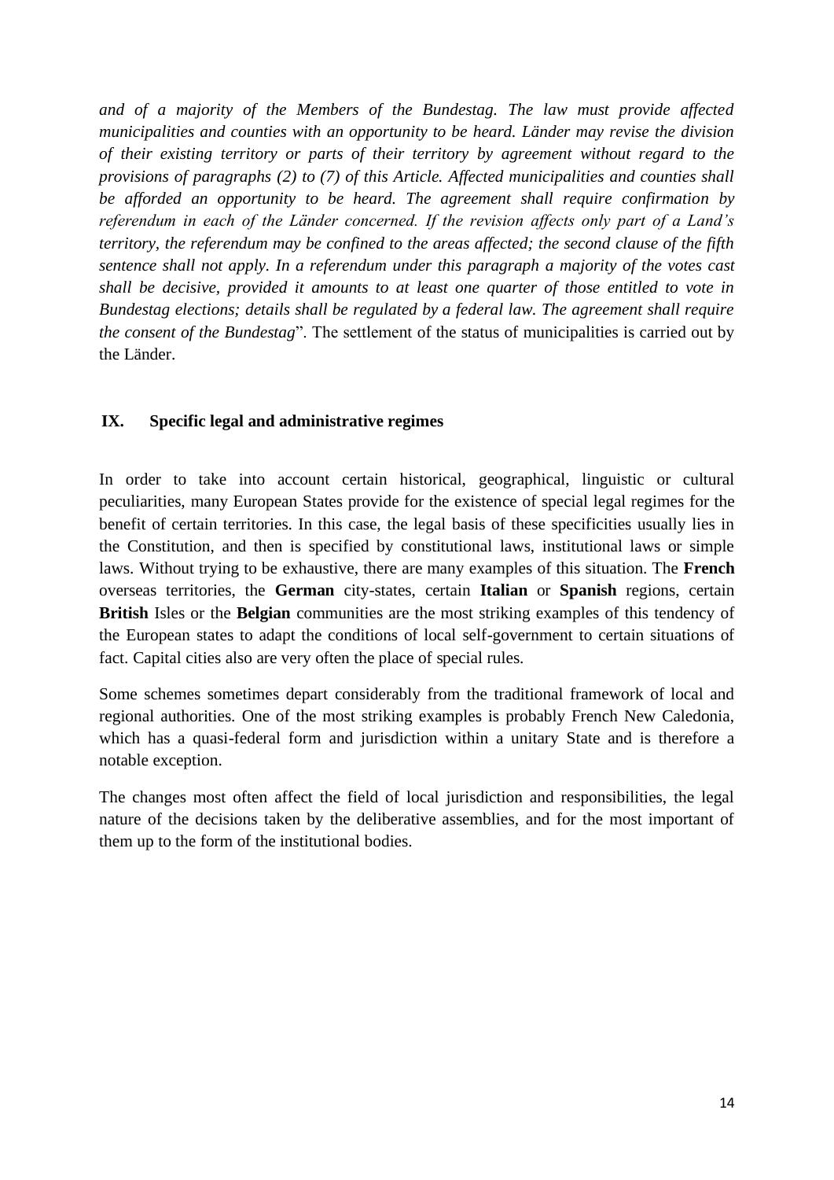*and of a majority of the Members of the Bundestag. The law must provide affected municipalities and counties with an opportunity to be heard. Länder may revise the division of their existing territory or parts of their territory by agreement without regard to the provisions of paragraphs (2) to (7) of this Article. Affected municipalities and counties shall be afforded an opportunity to be heard. The agreement shall require confirmation by referendum in each of the Länder concerned. If the revision affects only part of a Land's territory, the referendum may be confined to the areas affected; the second clause of the fifth sentence shall not apply. In a referendum under this paragraph a majority of the votes cast shall be decisive, provided it amounts to at least one quarter of those entitled to vote in Bundestag elections; details shall be regulated by a federal law. The agreement shall require the consent of the Bundestag*". The settlement of the status of municipalities is carried out by the Länder.

## IX. Specific legal and administrative regimes

In order to take into account certain historical, geographical, linguistic or cultural peculiarities, many European States provide for the existence of special legal regimes for the benefit of certain territories. In this case, the legal basis of these specificities usually lies in the Constitution, and then is specified by constitutional laws, institutional laws or simple laws. Without trying to be exhaustive, there are many examples of this situation. The **French** overseas territories, the **German** city-states, certain **Italian** or **Spanish** regions, certain **British** Isles or the **Belgian** communities are the most striking examples of this tendency of the European states to adapt the conditions of local self-government to certain situations of fact. Capital cities also are very often the place of special rules.

Some schemes sometimes depart considerably from the traditional framework of local and regional authorities. One of the most striking examples is probably French New Caledonia, which has a quasi-federal form and jurisdiction within a unitary State and is therefore a notable exception.

The changes most often affect the field of local jurisdiction and responsibilities, the legal nature of the decisions taken by the deliberative assemblies, and for the most important of them up to the form of the institutional bodies.